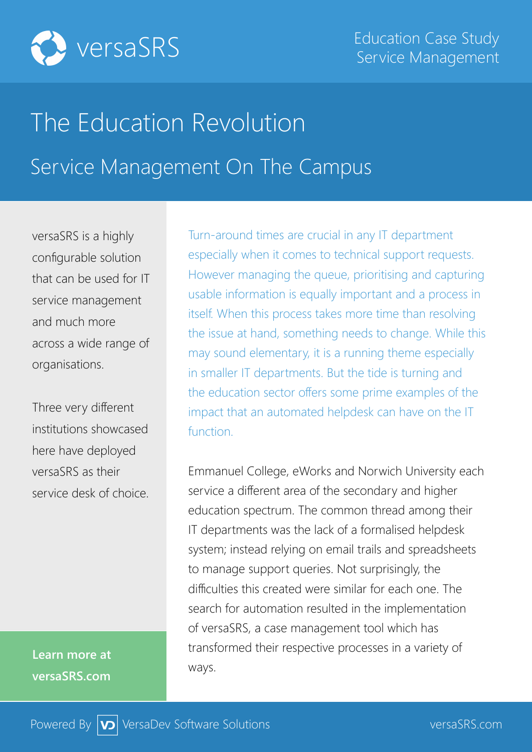versaSRS

Education Case Study
Service Management

# The Education Revolution

## Service Management On The Campus

versaSRS is a highly configurable solution that can be used for IT service management and much more across a wide range of organisations.

Three very different institutions showcased here have deployed versaSRS as their service desk of choice.

**Learn more at versaSRS.com**

Turn-around times are crucial in any IT department especially when it comes to technical support requests. However managing the queue, prioritising and capturing usable information is equally important and a process in itself. When this process takes more time than resolving the issue at hand, something needs to change. While this may sound elementary, it is a running theme especially in smaller IT departments. But the tide is turning and the education sector offers some prime examples of the impact that an automated helpdesk can have on the IT function.

Emmanuel College, eWorks and Norwich University each service a different area of the secondary and higher education spectrum. The common thread among their IT departments was the lack of a formalised helpdesk system; instead relying on email trails and spreadsheets to manage support queries. Not surprisingly, the difficulties this created were similar for each one. The search for automation resulted in the implementation of versaSRS, a case management tool which has transformed their respective processes in a variety of ways.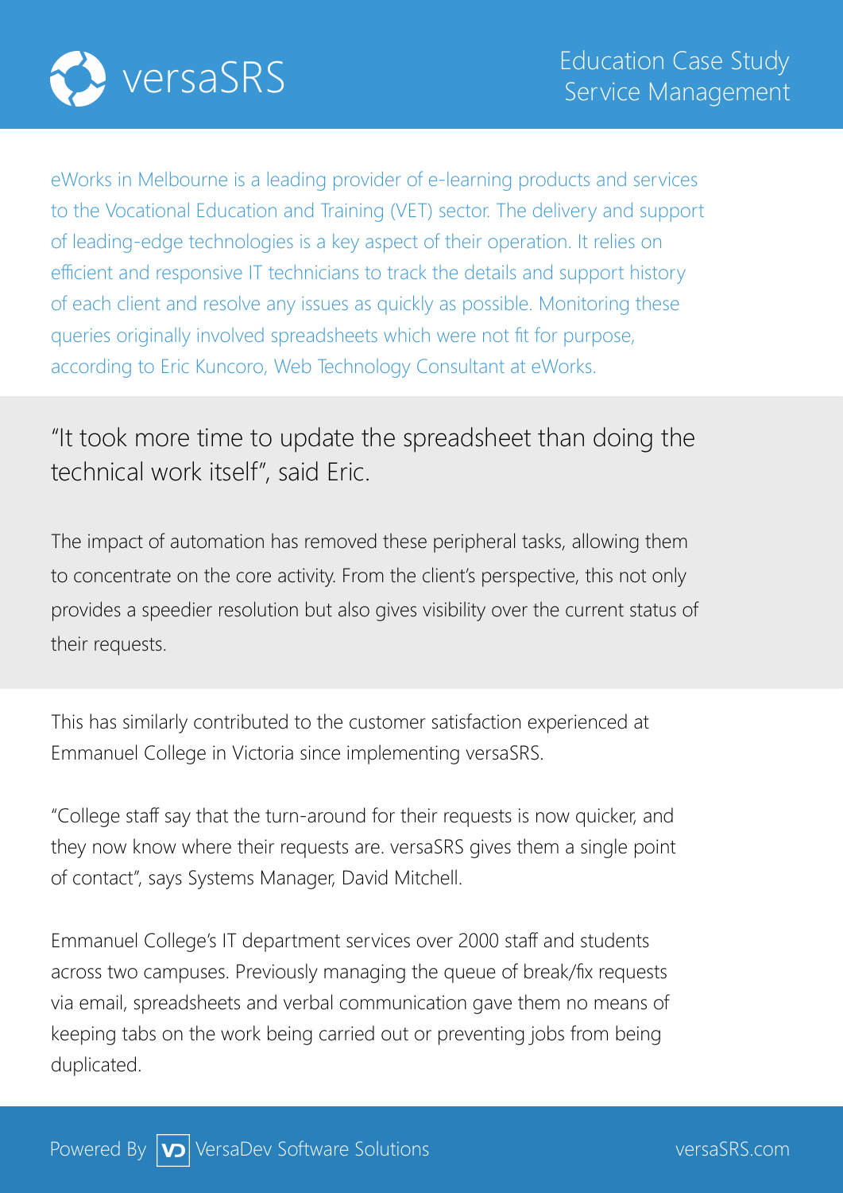eWorks in Melbourne is a leading provider of e-learning products and services to the Vocational Education and Training (VET) sector. The delivery and support of leading-edge technologies is a key aspect of their operation. It relies on efficient and responsive IT technicians to track the details and support history of each client and resolve any issues as quickly as possible. Monitoring these queries originally involved spreadsheets which were not fit for purpose, according to Eric Kuncoro, Web Technology Consultant at eWorks.

"It took more time to update the spreadsheet than doing the technical work itself", said Eric.

The impact of automation has removed these peripheral tasks, allowing them to concentrate on the core activity. From the client's perspective, this not only provides a speedier resolution but also gives visibility over the current status of their requests.

This has similarly contributed to the customer satisfaction experienced at Emmanuel College in Victoria since implementing versaSRS.

"College staff say that the turn-around for their requests is now quicker, and they now know where their requests are. versaSRS gives them a single point of contact", says Systems Manager, David Mitchell.

Emmanuel College's IT department services over 2000 staff and students across two campuses. Previously managing the queue of break/fix requests via email, spreadsheets and verbal communication gave them no means of keeping tabs on the work being carried out or preventing jobs from being duplicated.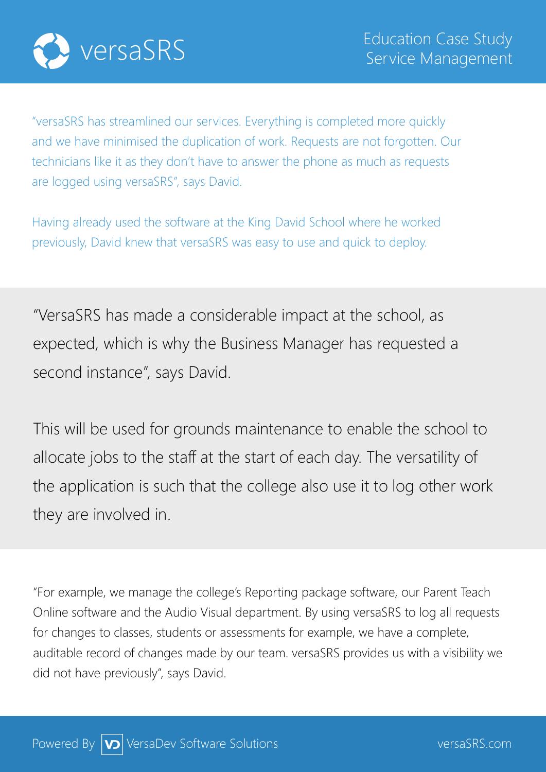“versaSRS has streamlined our services. Everything is completed more quickly and we have minimised the duplication of work. Requests are not forgotten. Our technicians like it as they don’t have to answer the phone as much as requests are logged using versaSRS”, says David.

Having already used the software at the King David School where he worked previously, David knew that versaSRS was easy to use and quick to deploy.

“VersaSRS has made a considerable impact at the school, as expected, which is why the Business Manager has requested a second instance”, says David.

This will be used for grounds maintenance to enable the school to allocate jobs to the staff at the start of each day. The versatility of the application is such that the college also use it to log other work they are involved in.

“For example, we manage the college’s Reporting package software, our Parent Teach Online software and the Audio Visual department. By using versaSRS to log all requests for changes to classes, students or assessments for example, we have a complete, auditable record of changes made by our team. versaSRS provides us with a visibility we did not have previously”, says David.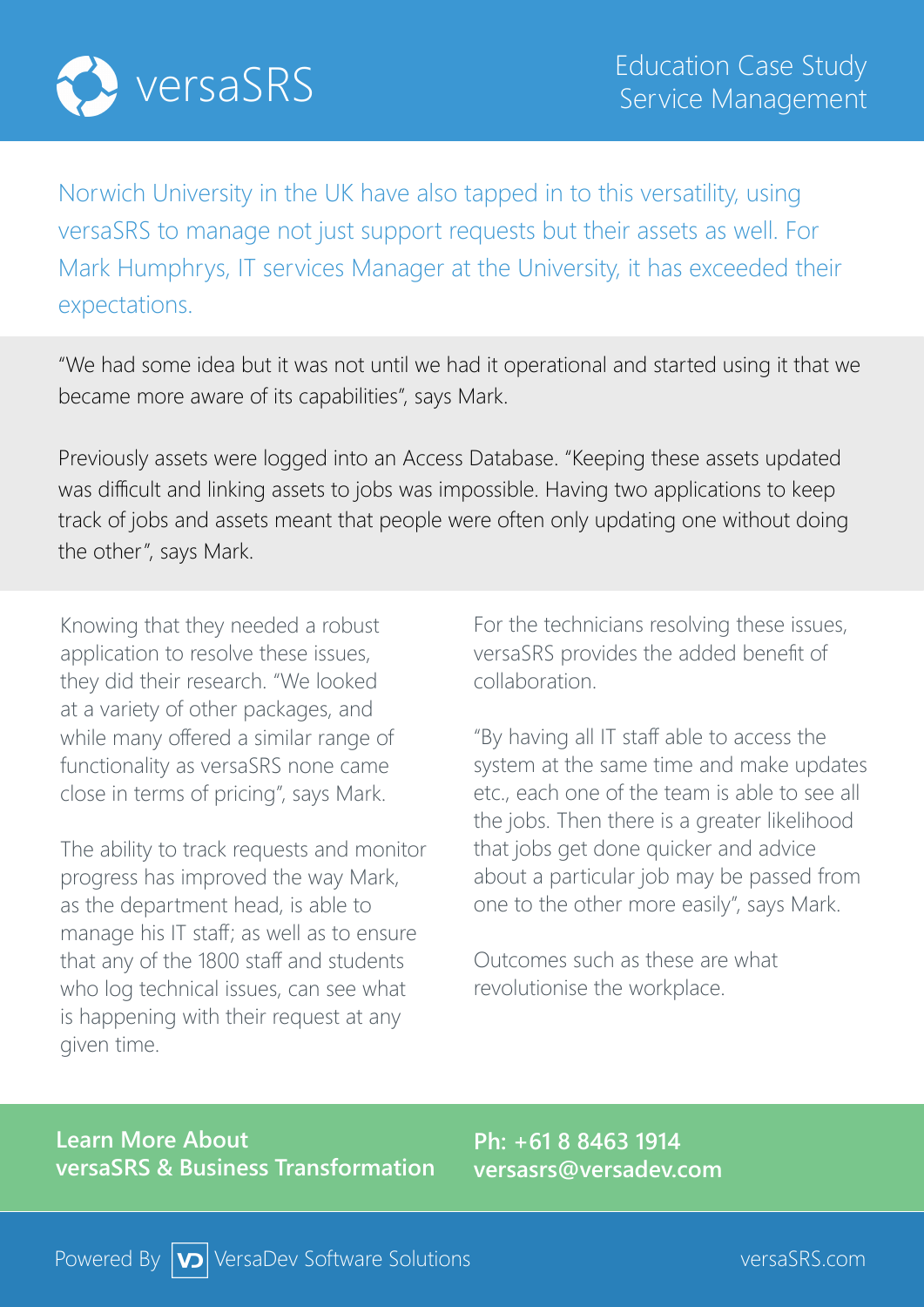Norwich University in the UK have also tapped in to this versatility, using versaSRS to manage not just support requests but their assets as well. For Mark Humphrys, IT services Manager at the University, it has exceeded their expectations.

"We had some idea but it was not until we had it operational and started using it that we became more aware of its capabilities", says Mark.

Previously assets were logged into an Access Database. "Keeping these assets updated was difficult and linking assets to jobs was impossible. Having two applications to keep track of jobs and assets meant that people were often only updating one without doing the other", says Mark.

Knowing that they needed a robust application to resolve these issues, they did their research. "We looked at a variety of other packages, and while many offered a similar range of functionality as versaSRS none came close in terms of pricing", says Mark.

The ability to track requests and monitor progress has improved the way Mark, as the department head, is able to manage his IT staff; as well as to ensure that any of the 1800 staff and students who log technical issues, can see what is happening with their request at any given time.

For the technicians resolving these issues, versaSRS provides the added benefit of collaboration.

"By having all IT staff able to access the system at the same time and make updates etc., each one of the team is able to see all the jobs. Then there is a greater likelihood that jobs get done quicker and advice about a particular job may be passed from one to the other more easily", says Mark.

Outcomes such as these are what revolutionise the workplace.

**Learn More About**
**versaSRS & Business Transformation**

**Ph: +61 8 8463 1914**
**versasrs@versadev.com**